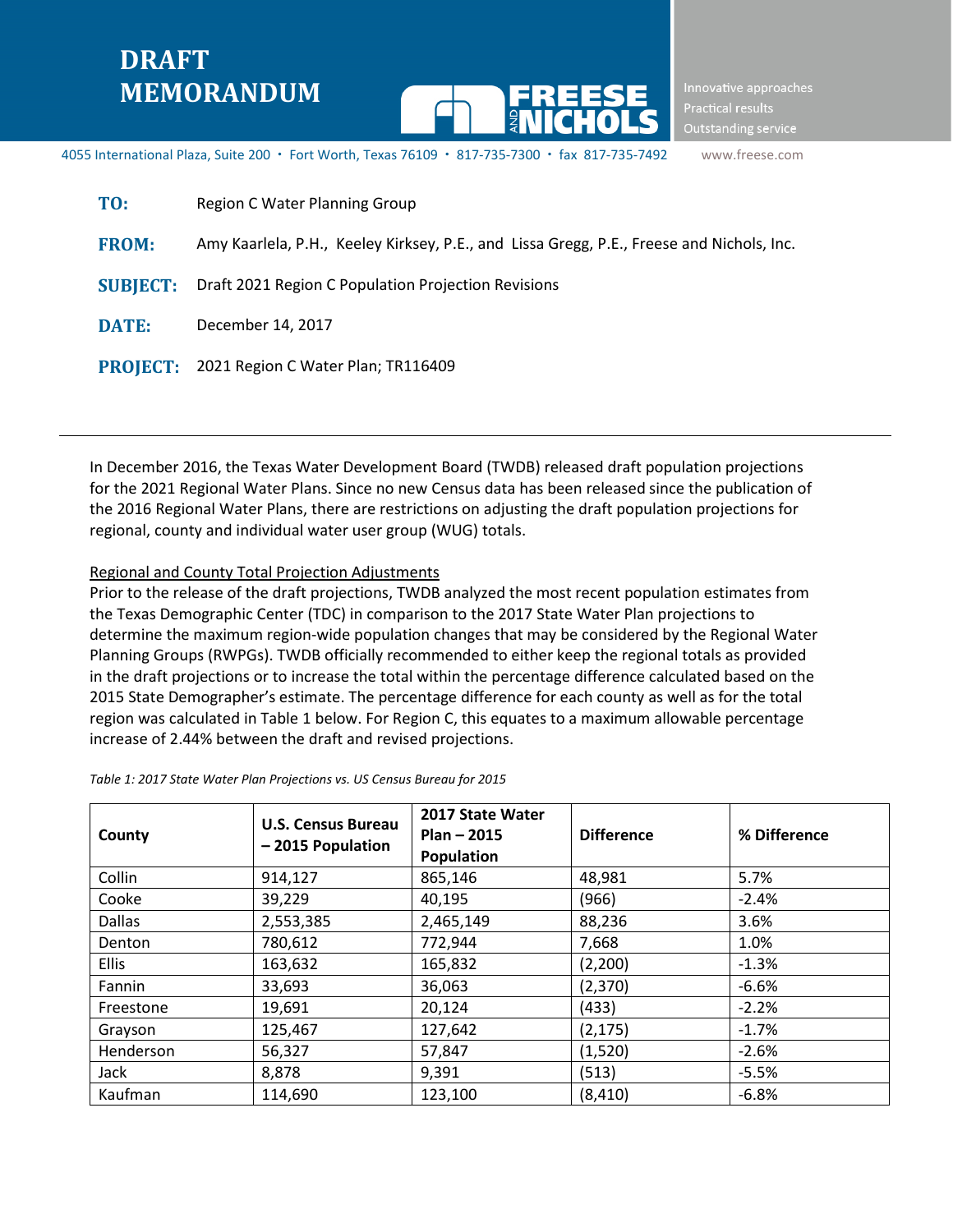# DRAFT MEMORANDUM

FREESE AND NICHOLS

Innovative approaches
Practical results
Outstanding service

4055 International Plaza, Suite 200 • Fort Worth, Texas 76109 • 817-735-7300 • fax 817-735-7492 www.freese.com

**TO:** Region C Water Planning Group

**FROM:** Amy Kaarlela, P.H., Keeley Kirksey, P.E., and Lissa Gregg, P.E., Freese and Nichols, Inc.

**SUBJECT:** Draft 2021 Region C Population Projection Revisions

**DATE:** December 14, 2017

**PROJECT:** 2021 Region C Water Plan; TR116409

---

In December 2016, the Texas Water Development Board (TWDB) released draft population projections for the 2021 Regional Water Plans. Since no new Census data has been released since the publication of the 2016 Regional Water Plans, there are restrictions on adjusting the draft population projections for regional, county and individual water user group (WUG) totals.

Regional and County Total Projection Adjustments

Prior to the release of the draft projections, TWDB analyzed the most recent population estimates from the Texas Demographic Center (TDC) in comparison to the 2017 State Water Plan projections to determine the maximum region-wide population changes that may be considered by the Regional Water Planning Groups (RWPGs). TWDB officially recommended to either keep the regional totals as provided in the draft projections or to increase the total within the percentage difference calculated based on the 2015 State Demographer's estimate. The percentage difference for each county as well as for the total region was calculated in Table 1 below. For Region C, this equates to a maximum allowable percentage increase of 2.44% between the draft and revised projections.

*Table 1: 2017 State Water Plan Projections vs. US Census Bureau for 2015*

| County | U.S. Census Bureau – 2015 Population | 2017 State Water Plan – 2015 Population | Difference | % Difference |
|---|---|---|---|---|
| Collin | 914,127 | 865,146 | 48,981 | 5.7% |
| Cooke | 39,229 | 40,195 | (966) | -2.4% |
| Dallas | 2,553,385 | 2,465,149 | 88,236 | 3.6% |
| Denton | 780,612 | 772,944 | 7,668 | 1.0% |
| Ellis | 163,632 | 165,832 | (2,200) | -1.3% |
| Fannin | 33,693 | 36,063 | (2,370) | -6.6% |
| Freestone | 19,691 | 20,124 | (433) | -2.2% |
| Grayson | 125,467 | 127,642 | (2,175) | -1.7% |
| Henderson | 56,327 | 57,847 | (1,520) | -2.6% |
| Jack | 8,878 | 9,391 | (513) | -5.5% |
| Kaufman | 114,690 | 123,100 | (8,410) | -6.8% |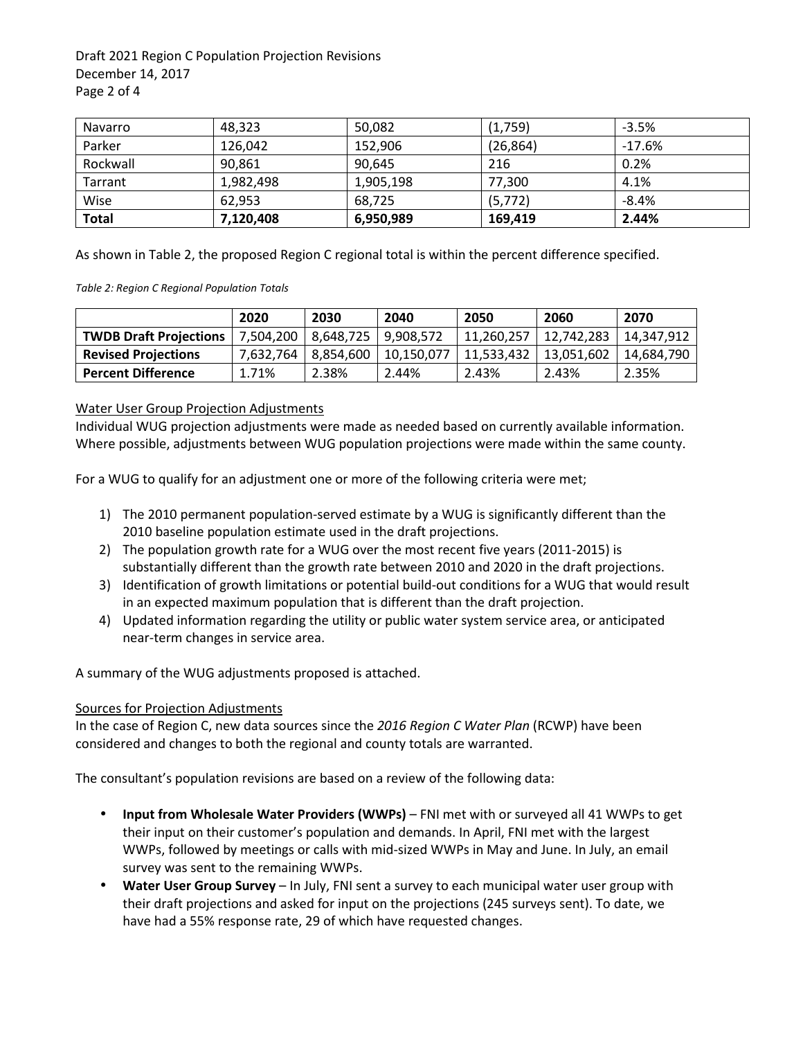| Navarro | 48,323 | 50,082 | (1,759) | -3.5% |
|---|---|---|---|---|
| Parker | 126,042 | 152,906 | (26,864) | -17.6% |
| Rockwall | 90,861 | 90,645 | 216 | 0.2% |
| Tarrant | 1,982,498 | 1,905,198 | 77,300 | 4.1% |
| Wise | 62,953 | 68,725 | (5,772) | -8.4% |
| **Total** | **7,120,408** | **6,950,989** | **169,419** | **2.44%** |

As shown in Table 2, the proposed Region C regional total is within the percent difference specified.

*Table 2: Region C Regional Population Totals*

| | 2020 | 2030 | 2040 | 2050 | 2060 | 2070 |
|---|---|---|---|---|---|---|
| **TWDB Draft Projections** | 7,504,200 | 8,648,725 | 9,908,572 | 11,260,257 | 12,742,283 | 14,347,912 |
| **Revised Projections** | 7,632,764 | 8,854,600 | 10,150,077 | 11,533,432 | 13,051,602 | 14,684,790 |
| **Percent Difference** | 1.71% | 2.38% | 2.44% | 2.43% | 2.43% | 2.35% |

Water User Group Projection Adjustments

Individual WUG projection adjustments were made as needed based on currently available information. Where possible, adjustments between WUG population projections were made within the same county.

For a WUG to qualify for an adjustment one or more of the following criteria were met;

1) The 2010 permanent population-served estimate by a WUG is significantly different than the 2010 baseline population estimate used in the draft projections.
2) The population growth rate for a WUG over the most recent five years (2011-2015) is substantially different than the growth rate between 2010 and 2020 in the draft projections.
3) Identification of growth limitations or potential build-out conditions for a WUG that would result in an expected maximum population that is different than the draft projection.
4) Updated information regarding the utility or public water system service area, or anticipated near-term changes in service area.

A summary of the WUG adjustments proposed is attached.

Sources for Projection Adjustments

In the case of Region C, new data sources since the *2016 Region C Water Plan* (RCWP) have been considered and changes to both the regional and county totals are warranted.

The consultant's population revisions are based on a review of the following data:

- **Input from Wholesale Water Providers (WWPs)** – FNI met with or surveyed all 41 WWPs to get their input on their customer's population and demands. In April, FNI met with the largest WWPs, followed by meetings or calls with mid-sized WWPs in May and June. In July, an email survey was sent to the remaining WWPs.
- **Water User Group Survey** – In July, FNI sent a survey to each municipal water user group with their draft projections and asked for input on the projections (245 surveys sent). To date, we have had a 55% response rate, 29 of which have requested changes.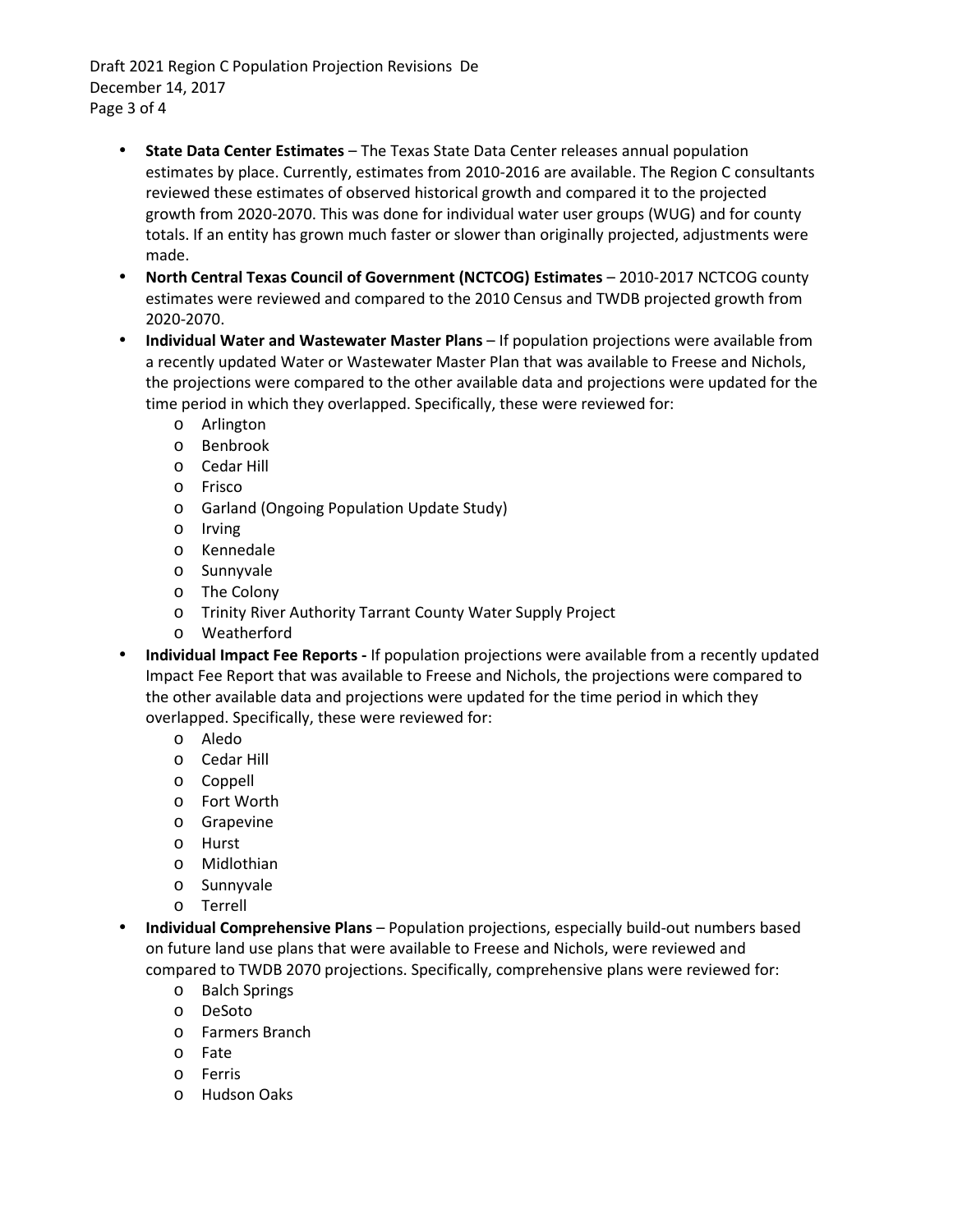- **State Data Center Estimates** – The Texas State Data Center releases annual population estimates by place. Currently, estimates from 2010-2016 are available. The Region C consultants reviewed these estimates of observed historical growth and compared it to the projected growth from 2020-2070. This was done for individual water user groups (WUG) and for county totals. If an entity has grown much faster or slower than originally projected, adjustments were made.
- **North Central Texas Council of Government (NCTCOG) Estimates** – 2010-2017 NCTCOG county estimates were reviewed and compared to the 2010 Census and TWDB projected growth from 2020-2070.
- **Individual Water and Wastewater Master Plans** – If population projections were available from a recently updated Water or Wastewater Master Plan that was available to Freese and Nichols, the projections were compared to the other available data and projections were updated for the time period in which they overlapped. Specifically, these were reviewed for:
  - Arlington
  - Benbrook
  - Cedar Hill
  - Frisco
  - Garland (Ongoing Population Update Study)
  - Irving
  - Kennedale
  - Sunnyvale
  - The Colony
  - Trinity River Authority Tarrant County Water Supply Project
  - Weatherford
- **Individual Impact Fee Reports -** If population projections were available from a recently updated Impact Fee Report that was available to Freese and Nichols, the projections were compared to the other available data and projections were updated for the time period in which they overlapped. Specifically, these were reviewed for:
  - Aledo
  - Cedar Hill
  - Coppell
  - Fort Worth
  - Grapevine
  - Hurst
  - Midlothian
  - Sunnyvale
  - Terrell
- **Individual Comprehensive Plans** – Population projections, especially build-out numbers based on future land use plans that were available to Freese and Nichols, were reviewed and compared to TWDB 2070 projections. Specifically, comprehensive plans were reviewed for:
  - Balch Springs
  - DeSoto
  - Farmers Branch
  - Fate
  - Ferris
  - Hudson Oaks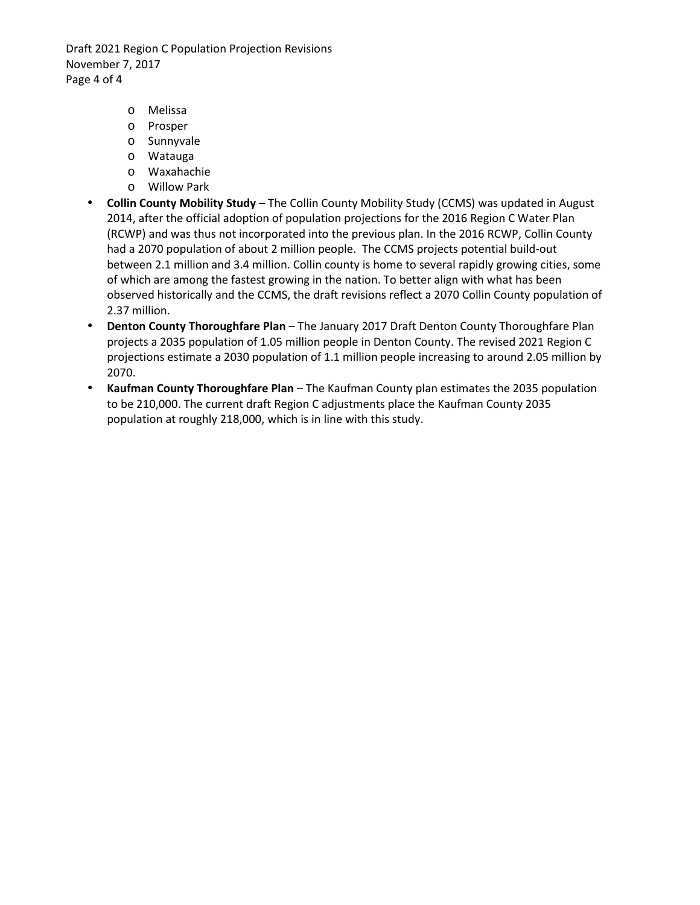- Melissa
  - Prosper
  - Sunnyvale
  - Watauga
  - Waxahachie
  - Willow Park

- **Collin County Mobility Study** – The Collin County Mobility Study (CCMS) was updated in August 2014, after the official adoption of population projections for the 2016 Region C Water Plan (RCWP) and was thus not incorporated into the previous plan. In the 2016 RCWP, Collin County had a 2070 population of about 2 million people. The CCMS projects potential build-out between 2.1 million and 3.4 million. Collin county is home to several rapidly growing cities, some of which are among the fastest growing in the nation. To better align with what has been observed historically and the CCMS, the draft revisions reflect a 2070 Collin County population of 2.37 million.
- **Denton County Thoroughfare Plan** – The January 2017 Draft Denton County Thoroughfare Plan projects a 2035 population of 1.05 million people in Denton County. The revised 2021 Region C projections estimate a 2030 population of 1.1 million people increasing to around 2.05 million by 2070.
- **Kaufman County Thoroughfare Plan** – The Kaufman County plan estimates the 2035 population to be 210,000. The current draft Region C adjustments place the Kaufman County 2035 population at roughly 218,000, which is in line with this study.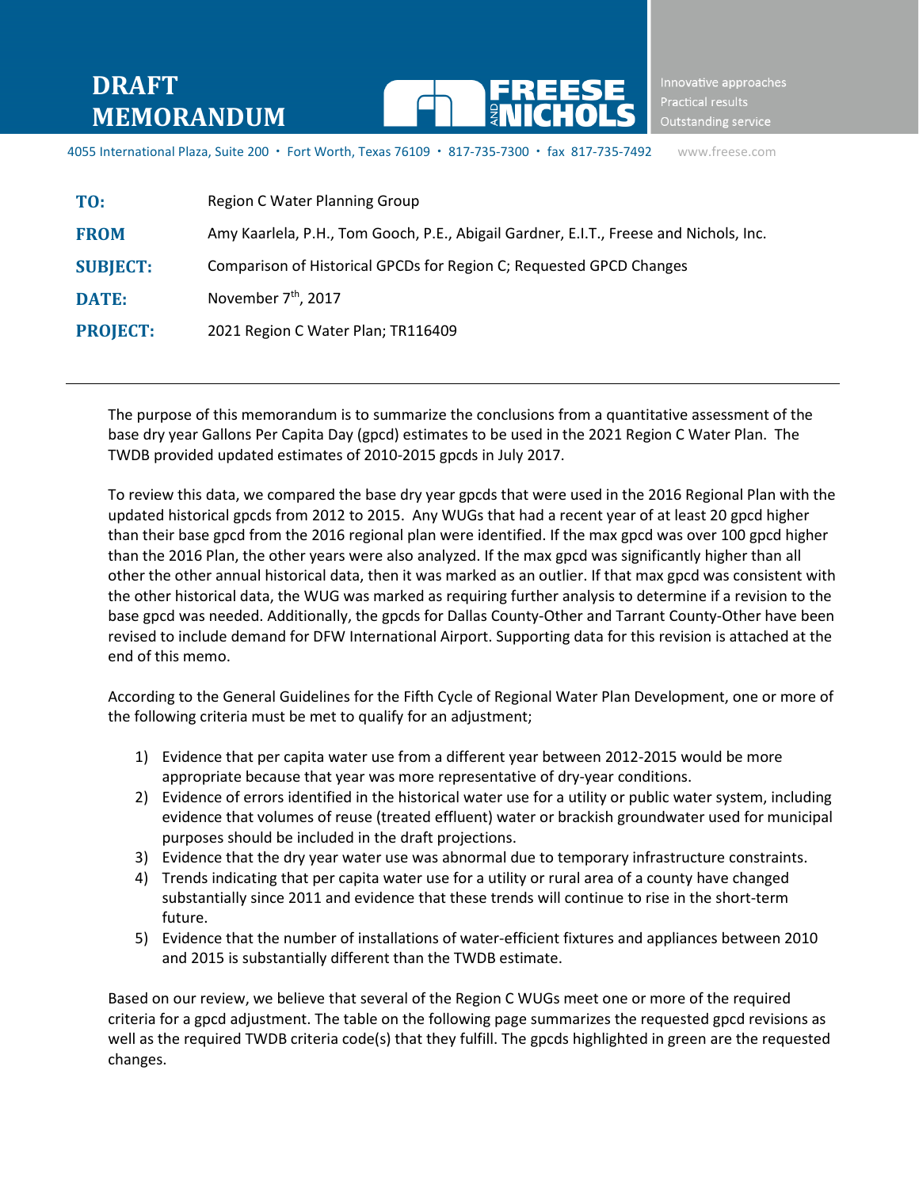# DRAFT MEMORANDUM

FREESE AND NICHOLS

Innovative approaches
Practical results
Outstanding service

4055 International Plaza, Suite 200 • Fort Worth, Texas 76109 • 817-735-7300 • fax 817-735-7492 www.freese.com

| | |
|---|---|
| **TO:** | Region C Water Planning Group |
| **FROM** | Amy Kaarlela, P.H., Tom Gooch, P.E., Abigail Gardner, E.I.T., Freese and Nichols, Inc. |
| **SUBJECT:** | Comparison of Historical GPCDs for Region C; Requested GPCD Changes |
| **DATE:** | November 7th, 2017 |
| **PROJECT:** | 2021 Region C Water Plan; TR116409 |

---

The purpose of this memorandum is to summarize the conclusions from a quantitative assessment of the base dry year Gallons Per Capita Day (gpcd) estimates to be used in the 2021 Region C Water Plan. The TWDB provided updated estimates of 2010-2015 gpcds in July 2017.

To review this data, we compared the base dry year gpcds that were used in the 2016 Regional Plan with the updated historical gpcds from 2012 to 2015. Any WUGs that had a recent year of at least 20 gpcd higher than their base gpcd from the 2016 regional plan were identified. If the max gpcd was over 100 gpcd higher than the 2016 Plan, the other years were also analyzed. If the max gpcd was significantly higher than all other the other annual historical data, then it was marked as an outlier. If that max gpcd was consistent with the other historical data, the WUG was marked as requiring further analysis to determine if a revision to the base gpcd was needed. Additionally, the gpcds for Dallas County-Other and Tarrant County-Other have been revised to include demand for DFW International Airport. Supporting data for this revision is attached at the end of this memo.

According to the General Guidelines for the Fifth Cycle of Regional Water Plan Development, one or more of the following criteria must be met to qualify for an adjustment;

1) Evidence that per capita water use from a different year between 2012-2015 would be more appropriate because that year was more representative of dry-year conditions.
2) Evidence of errors identified in the historical water use for a utility or public water system, including evidence that volumes of reuse (treated effluent) water or brackish groundwater used for municipal purposes should be included in the draft projections.
3) Evidence that the dry year water use was abnormal due to temporary infrastructure constraints.
4) Trends indicating that per capita water use for a utility or rural area of a county have changed substantially since 2011 and evidence that these trends will continue to rise in the short-term future.
5) Evidence that the number of installations of water-efficient fixtures and appliances between 2010 and 2015 is substantially different than the TWDB estimate.

Based on our review, we believe that several of the Region C WUGs meet one or more of the required criteria for a gpcd adjustment. The table on the following page summarizes the requested gpcd revisions as well as the required TWDB criteria code(s) that they fulfill. The gpcds highlighted in green are the requested changes.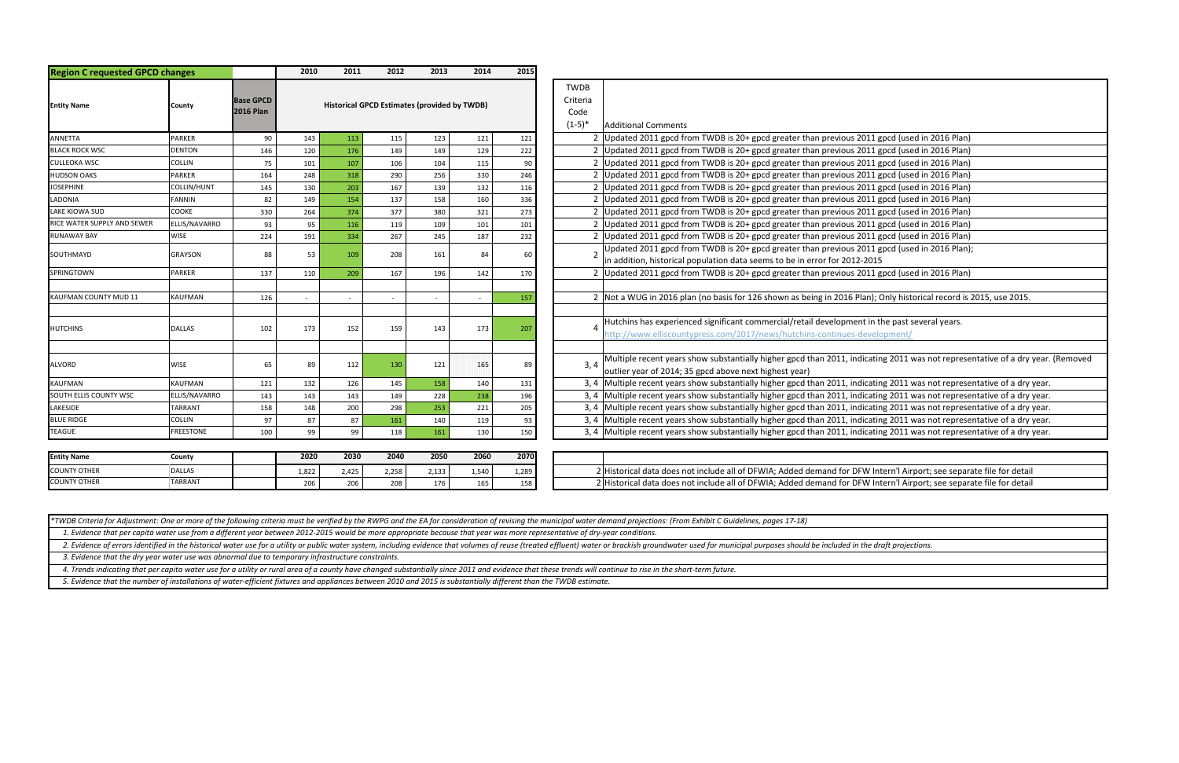| Region C requested GPCD changes | | | 2010 | 2011 | 2012 | 2013 | 2014 | 2015 | | |
|---|---|---|---|---|---|---|---|---|---|---|
| Entity Name | County | Base GPCD 2016 Plan | Historical GPCD Estimates (provided by TWDB) | | | | | | TWDB Criteria Code (1-5)* | Additional Comments |
| ANNETTA | PARKER | 90 | 143 | 113 | 115 | 123 | 121 | 121 | 2 | Updated 2011 gpcd from TWDB is 20+ gpcd greater than previous 2011 gpcd (used in 2016 Plan) |
| BLACK ROCK WSC | DENTON | 146 | 120 | 176 | 149 | 149 | 129 | 222 | 2 | Updated 2011 gpcd from TWDB is 20+ gpcd greater than previous 2011 gpcd (used in 2016 Plan) |
| CULLEOKA WSC | COLLIN | 75 | 101 | 107 | 106 | 104 | 115 | 90 | 2 | Updated 2011 gpcd from TWDB is 20+ gpcd greater than previous 2011 gpcd (used in 2016 Plan) |
| HUDSON OAKS | PARKER | 164 | 248 | 318 | 290 | 256 | 330 | 246 | 2 | Updated 2011 gpcd from TWDB is 20+ gpcd greater than previous 2011 gpcd (used in 2016 Plan) |
| JOSEPHINE | COLLIN/HUNT | 145 | 130 | 203 | 167 | 139 | 132 | 116 | 2 | Updated 2011 gpcd from TWDB is 20+ gpcd greater than previous 2011 gpcd (used in 2016 Plan) |
| LADONIA | FANNIN | 82 | 149 | 154 | 137 | 158 | 160 | 336 | 2 | Updated 2011 gpcd from TWDB is 20+ gpcd greater than previous 2011 gpcd (used in 2016 Plan) |
| LAKE KIOWA SUD | COOKE | 330 | 264 | 374 | 377 | 380 | 321 | 273 | 2 | Updated 2011 gpcd from TWDB is 20+ gpcd greater than previous 2011 gpcd (used in 2016 Plan) |
| RICE WATER SUPPLY AND SEWER | ELLIS/NAVARRO | 93 | 95 | 116 | 119 | 109 | 101 | 101 | 2 | Updated 2011 gpcd from TWDB is 20+ gpcd greater than previous 2011 gpcd (used in 2016 Plan) |
| RUNAWAY BAY | WISE | 224 | 191 | 334 | 267 | 245 | 187 | 232 | 2 | Updated 2011 gpcd from TWDB is 20+ gpcd greater than previous 2011 gpcd (used in 2016 Plan) |
| SOUTHMAYD | GRAYSON | 88 | 53 | 109 | 208 | 161 | 84 | 60 | 2 | Updated 2011 gpcd from TWDB is 20+ gpcd greater than previous 2011 gpcd (used in 2016 Plan); in addition, historical population data seems to be in error for 2012-2015 |
| SPRINGTOWN | PARKER | 137 | 110 | 209 | 167 | 196 | 142 | 170 | 2 | Updated 2011 gpcd from TWDB is 20+ gpcd greater than previous 2011 gpcd (used in 2016 Plan) |
| KAUFMAN COUNTY MUD 11 | KAUFMAN | 126 | - | - | - | - | - | 157 | 2 | Not a WUG in 2016 plan (no basis for 126 shown as being in 2016 Plan); Only historical record is 2015, use 2015. |
| HUTCHINS | DALLAS | 102 | 173 | 152 | 159 | 143 | 173 | 207 | 4 | Hutchins has experienced significant commercial/retail development in the past several years. http://www.elliscountypress.com/2017/news/hutchins-continues-development/ |
| ALVORD | WISE | 65 | 89 | 112 | 130 | 121 | 165 | 89 | 3, 4 | Multiple recent years show substantially higher gpcd than 2011, indicating 2011 was not representative of a dry year. (Removed outlier year of 2014; 35 gpcd above next highest year) |
| KAUFMAN | KAUFMAN | 121 | 132 | 126 | 145 | 158 | 140 | 131 | 3, 4 | Multiple recent years show substantially higher gpcd than 2011, indicating 2011 was not representative of a dry year. |
| SOUTH ELLIS COUNTY WSC | ELLIS/NAVARRO | 143 | 143 | 143 | 149 | 228 | 238 | 196 | 3, 4 | Multiple recent years show substantially higher gpcd than 2011, indicating 2011 was not representative of a dry year. |
| LAKESIDE | TARRANT | 158 | 148 | 200 | 298 | 253 | 221 | 205 | 3, 4 | Multiple recent years show substantially higher gpcd than 2011, indicating 2011 was not representative of a dry year. |
| BLUE RIDGE | COLLIN | 97 | 87 | 87 | 161 | 140 | 119 | 93 | 3, 4 | Multiple recent years show substantially higher gpcd than 2011, indicating 2011 was not representative of a dry year. |
| TEAGUE | FREESTONE | 100 | 99 | 99 | 118 | 161 | 130 | 150 | 3, 4 | Multiple recent years show substantially higher gpcd than 2011, indicating 2011 was not representative of a dry year. |

| Entity Name | County | | 2020 | 2030 | 2040 | 2050 | 2060 | 2070 | | |
|---|---|---|---|---|---|---|---|---|---|---|
| COUNTY OTHER | DALLAS | | 1,822 | 2,425 | 2,258 | 2,133 | 1,540 | 1,289 | 2 | Historical data does not include all of DFWIA; Added demand for DFW Intern'l Airport; see separate file for detail |
| COUNTY OTHER | TARRANT | | 206 | 206 | 208 | 176 | 165 | 158 | 2 | Historical data does not include all of DFWIA; Added demand for DFW Intern'l Airport; see separate file for detail |

*\*TWDB Criteria for Adjustment: One or more of the following criteria must be verified by the RWPG and the EA for consideration of revising the municipal water demand projections: (From Exhibit C Guidelines, pages 17-18)*

*1. Evidence that per capita water use from a different year between 2012-2015 would be more appropriate because that year was more representative of dry-year conditions.*

*2. Evidence of errors identified in the historical water use for a utility or public water system, including evidence that volumes of reuse (treated effluent) water or brackish groundwater used for municipal purposes should be included in the draft projections.*

*3. Evidence that the dry year water use was abnormal due to temporary infrastructure constraints.*

*4. Trends indicating that per capita water use for a utility or rural area of a county have changed substantially since 2011 and evidence that these trends will continue to rise in the short-term future.*

*5. Evidence that the number of installations of water-efficient fixtures and appliances between 2010 and 2015 is substantially different than the TWDB estimate.*